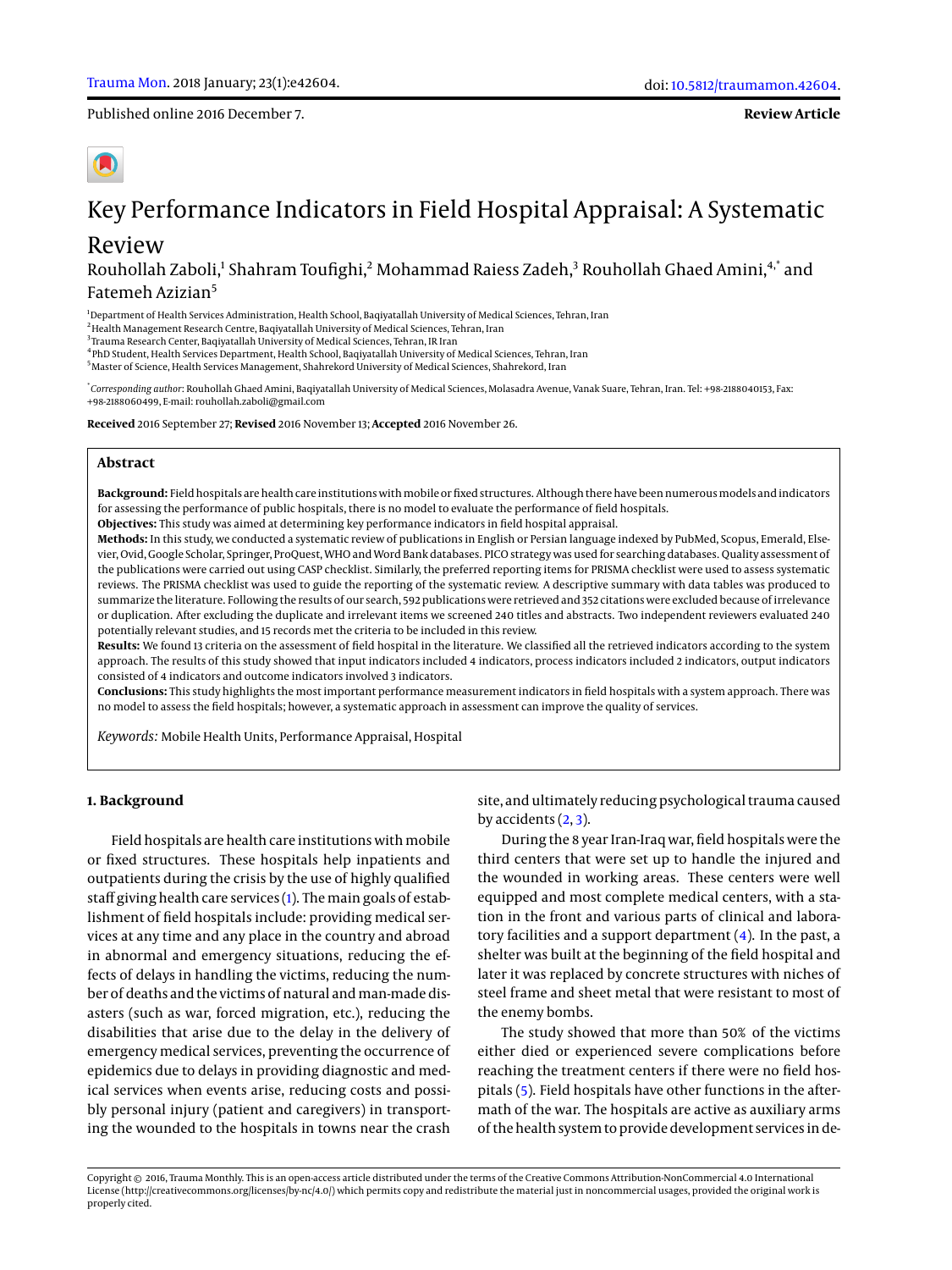Published online 2016 December 7.

**Review Article**

# Key Performance Indicators in Field Hospital Appraisal: A Systematic Review

Rouhollah Zaboli,[1] Shahram Toufighi,[2] Mohammad Raiess Zadeh,[3] Rouhollah Ghaed Amini,[4,*] and Fatemeh Azizian[5]

[1] Department of Health Services Administration, Health School, Baqiyatallah University of Medical Sciences, Tehran, Iran
[2] Health Management Research Centre, Baqiyatallah University of Medical Sciences, Tehran, Iran
[3] Trauma Research Center, Baqiyatallah University of Medical Sciences, Tehran, IR Iran
[4] PhD Student, Health Services Department, Health School, Baqiyatallah University of Medical Sciences, Tehran, Iran
[5] Master of Science, Health Services Management, Shahrekord University of Medical Sciences, Shahrekord, Iran

[*] *Corresponding author*: Rouhollah Ghaed Amini, Baqiyatallah University of Medical Sciences, Molasadra Avenue, Vanak Suare, Tehran, Iran. Tel: +98-2188040153, Fax: +98-2188060499, E-mail: rouhollah.zaboli@gmail.com

**Received** 2016 September 27; **Revised** 2016 November 13; **Accepted** 2016 November 26.

## Abstract

**Background:** Field hospitals are health care institutions with mobile or fixed structures. Although there have been numerous models and indicators for assessing the performance of public hospitals, there is no model to evaluate the performance of field hospitals.

**Objectives:** This study was aimed at determining key performance indicators in field hospital appraisal.

**Methods:** In this study, we conducted a systematic review of publications in English or Persian language indexed by PubMed, Scopus, Emerald, Elsevier, Ovid, Google Scholar, Springer, ProQuest, WHO and Word Bank databases. PICO strategy was used for searching databases. Quality assessment of the publications were carried out using CASP checklist. Similarly, the preferred reporting items for PRISMA checklist were used to assess systematic reviews. The PRISMA checklist was used to guide the reporting of the systematic review. A descriptive summary with data tables was produced to summarize the literature. Following the results of our search, 592 publications were retrieved and 352 citations were excluded because of irrelevance or duplication. After excluding the duplicate and irrelevant items we screened 240 titles and abstracts. Two independent reviewers evaluated 240 potentially relevant studies, and 15 records met the criteria to be included in this review.

**Results:** We found 13 criteria on the assessment of field hospital in the literature. We classified all the retrieved indicators according to the system approach. The results of this study showed that input indicators included 4 indicators, process indicators included 2 indicators, output indicators consisted of 4 indicators and outcome indicators involved 3 indicators.

**Conclusions:** This study highlights the most important performance measurement indicators in field hospitals with a system approach. There was no model to assess the field hospitals; however, a systematic approach in assessment can improve the quality of services.

*Keywords:* Mobile Health Units, Performance Appraisal, Hospital

## 1. Background

Field hospitals are health care institutions with mobile or fixed structures. These hospitals help inpatients and outpatients during the crisis by the use of highly qualified staff giving health care services (1). The main goals of establishment of field hospitals include: providing medical services at any time and any place in the country and abroad in abnormal and emergency situations, reducing the effects of delays in handling the victims, reducing the number of deaths and the victims of natural and man-made disasters (such as war, forced migration, etc.), reducing the disabilities that arise due to the delay in the delivery of emergency medical services, preventing the occurrence of epidemics due to delays in providing diagnostic and medical services when events arise, reducing costs and possibly personal injury (patient and caregivers) in transporting the wounded to the hospitals in towns near the crash site, and ultimately reducing psychological trauma caused by accidents (2, 3).

During the 8 year Iran-Iraq war, field hospitals were the third centers that were set up to handle the injured and the wounded in working areas. These centers were well equipped and most complete medical centers, with a station in the front and various parts of clinical and laboratory facilities and a support department (4). In the past, a shelter was built at the beginning of the field hospital and later it was replaced by concrete structures with niches of steel frame and sheet metal that were resistant to most of the enemy bombs.

The study showed that more than 50% of the victims either died or experienced severe complications before reaching the treatment centers if there were no field hospitals (5). Field hospitals have other functions in the aftermath of the war. The hospitals are active as auxiliary arms of the health system to provide development services in de-

Copyright © 2016, Trauma Monthly. This is an open-access article distributed under the terms of the Creative Commons Attribution-NonCommercial 4.0 International License (http://creativecommons.org/licenses/by-nc/4.0/) which permits copy and redistribute the material just in noncommercial usages, provided the original work is properly cited.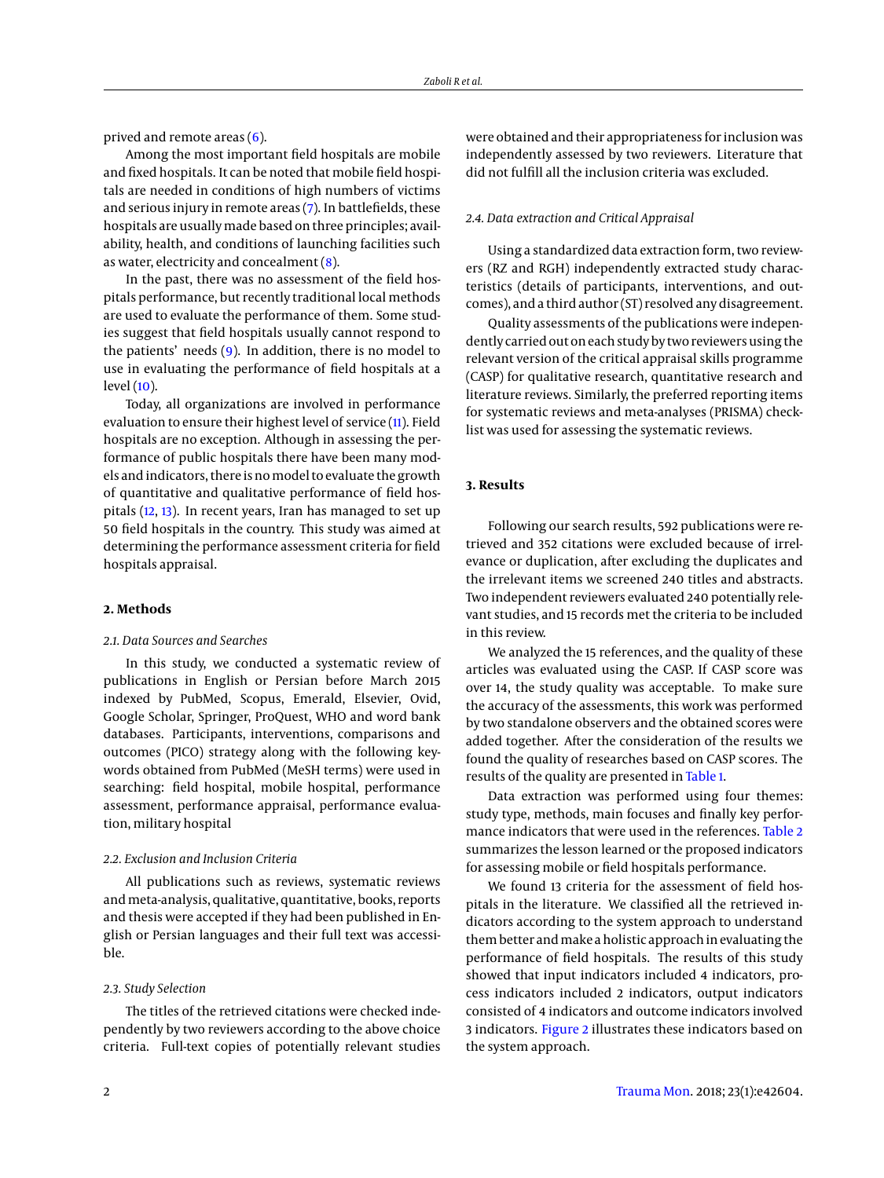prived and remote areas (6).

Among the most important field hospitals are mobile and fixed hospitals. It can be noted that mobile field hospitals are needed in conditions of high numbers of victims and serious injury in remote areas (7). In battlefields, these hospitals are usually made based on three principles; availability, health, and conditions of launching facilities such as water, electricity and concealment (8).

In the past, there was no assessment of the field hospitals performance, but recently traditional local methods are used to evaluate the performance of them. Some studies suggest that field hospitals usually cannot respond to the patients' needs (9). In addition, there is no model to use in evaluating the performance of field hospitals at a level (10).

Today, all organizations are involved in performance evaluation to ensure their highest level of service (11). Field hospitals are no exception. Although in assessing the performance of public hospitals there have been many models and indicators, there is no model to evaluate the growth of quantitative and qualitative performance of field hospitals (12, 13). In recent years, Iran has managed to set up 50 field hospitals in the country. This study was aimed at determining the performance assessment criteria for field hospitals appraisal.

## 2. Methods

### 2.1. Data Sources and Searches

In this study, we conducted a systematic review of publications in English or Persian before March 2015 indexed by PubMed, Scopus, Emerald, Elsevier, Ovid, Google Scholar, Springer, ProQuest, WHO and word bank databases. Participants, interventions, comparisons and outcomes (PICO) strategy along with the following keywords obtained from PubMed (MeSH terms) were used in searching: field hospital, mobile hospital, performance assessment, performance appraisal, performance evaluation, military hospital

### 2.2. Exclusion and Inclusion Criteria

All publications such as reviews, systematic reviews and meta-analysis, qualitative, quantitative, books, reports and thesis were accepted if they had been published in English or Persian languages and their full text was accessible.

### 2.3. Study Selection

The titles of the retrieved citations were checked independently by two reviewers according to the above choice criteria. Full-text copies of potentially relevant studies were obtained and their appropriateness for inclusion was independently assessed by two reviewers. Literature that did not fulfill all the inclusion criteria was excluded.

### 2.4. Data extraction and Critical Appraisal

Using a standardized data extraction form, two reviewers (RZ and RGH) independently extracted study characteristics (details of participants, interventions, and outcomes), and a third author (ST) resolved any disagreement.

Quality assessments of the publications were independently carried out on each study by two reviewers using the relevant version of the critical appraisal skills programme (CASP) for qualitative research, quantitative research and literature reviews. Similarly, the preferred reporting items for systematic reviews and meta-analyses (PRISMA) checklist was used for assessing the systematic reviews.

## 3. Results

Following our search results, 592 publications were retrieved and 352 citations were excluded because of irrelevance or duplication, after excluding the duplicates and the irrelevant items we screened 240 titles and abstracts. Two independent reviewers evaluated 240 potentially relevant studies, and 15 records met the criteria to be included in this review.

We analyzed the 15 references, and the quality of these articles was evaluated using the CASP. If CASP score was over 14, the study quality was acceptable. To make sure the accuracy of the assessments, this work was performed by two standalone observers and the obtained scores were added together. After the consideration of the results we found the quality of researches based on CASP scores. The results of the quality are presented in Table 1.

Data extraction was performed using four themes: study type, methods, main focuses and finally key performance indicators that were used in the references. Table 2 summarizes the lesson learned or the proposed indicators for assessing mobile or field hospitals performance.

We found 13 criteria for the assessment of field hospitals in the literature. We classified all the retrieved indicators according to the system approach to understand them better and make a holistic approach in evaluating the performance of field hospitals. The results of this study showed that input indicators included 4 indicators, process indicators included 2 indicators, output indicators consisted of 4 indicators and outcome indicators involved 3 indicators. Figure 2 illustrates these indicators based on the system approach.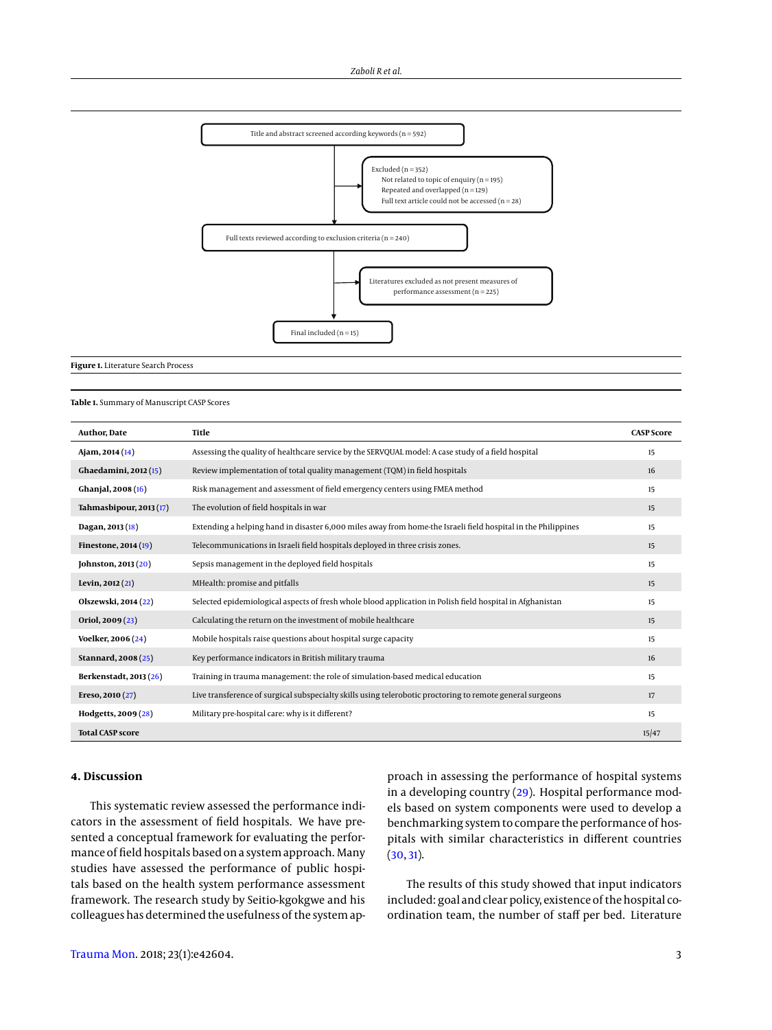Title and abstract screened according keywords (n = 592)

Excluded (n = 352)
Not related to topic of enquiry (n = 195)
Repeated and overlapped (n = 129)
Full text article could not be accessed (n = 28)

Full texts reviewed according to exclusion criteria (n = 240)

Literatures excluded as not present measures of performance assessment (n = 225)

Final included (n = 15)

**Figure 1.** Literature Search Process

**Table 1.** Summary of Manuscript CASP Scores

| Author, Date | Title | CASP Score |
|---|---|---|
| **Ajam, 2014** (14) | Assessing the quality of healthcare service by the SERVQUAL model: A case study of a field hospital | 15 |
| **Ghaedamini, 2012** (15) | Review implementation of total quality management (TQM) in field hospitals | 16 |
| **Ghanjal, 2008** (16) | Risk management and assessment of field emergency centers using FMEA method | 15 |
| **Tahmasbipour, 2013** (17) | The evolution of field hospitals in war | 15 |
| **Dagan, 2013** (18) | Extending a helping hand in disaster 6,000 miles away from home-the Israeli field hospital in the Philippines | 15 |
| **Finestone, 2014** (19) | Telecommunications in Israeli field hospitals deployed in three crisis zones. | 15 |
| **Johnston, 2013** (20) | Sepsis management in the deployed field hospitals | 15 |
| **Levin, 2012** (21) | MHealth: promise and pitfalls | 15 |
| **Olszewski, 2014** (22) | Selected epidemiological aspects of fresh whole blood application in Polish field hospital in Afghanistan | 15 |
| **Oriol, 2009** (23) | Calculating the return on the investment of mobile healthcare | 15 |
| **Voelker, 2006** (24) | Mobile hospitals raise questions about hospital surge capacity | 15 |
| **Stannard, 2008** (25) | Key performance indicators in British military trauma | 16 |
| **Berkenstadt, 2013** (26) | Training in trauma management: the role of simulation-based medical education | 15 |
| **Ereso, 2010** (27) | Live transference of surgical subspecialty skills using telerobotic proctoring to remote general surgeons | 17 |
| **Hodgetts, 2009** (28) | Military pre-hospital care: why is it different? | 15 |
| **Total CASP score** | | 15/47 |

## 4. Discussion

This systematic review assessed the performance indicators in the assessment of field hospitals. We have presented a conceptual framework for evaluating the performance of field hospitals based on a system approach. Many studies have assessed the performance of public hospitals based on the health system performance assessment framework. The research study by Seitio-kgokgwe and his colleagues has determined the usefulness of the system approach in assessing the performance of hospital systems in a developing country (29). Hospital performance models based on system components were used to develop a benchmarking system to compare the performance of hospitals with similar characteristics in different countries (30, 31).

The results of this study showed that input indicators included: goal and clear policy, existence of the hospital coordination team, the number of staff per bed. Literature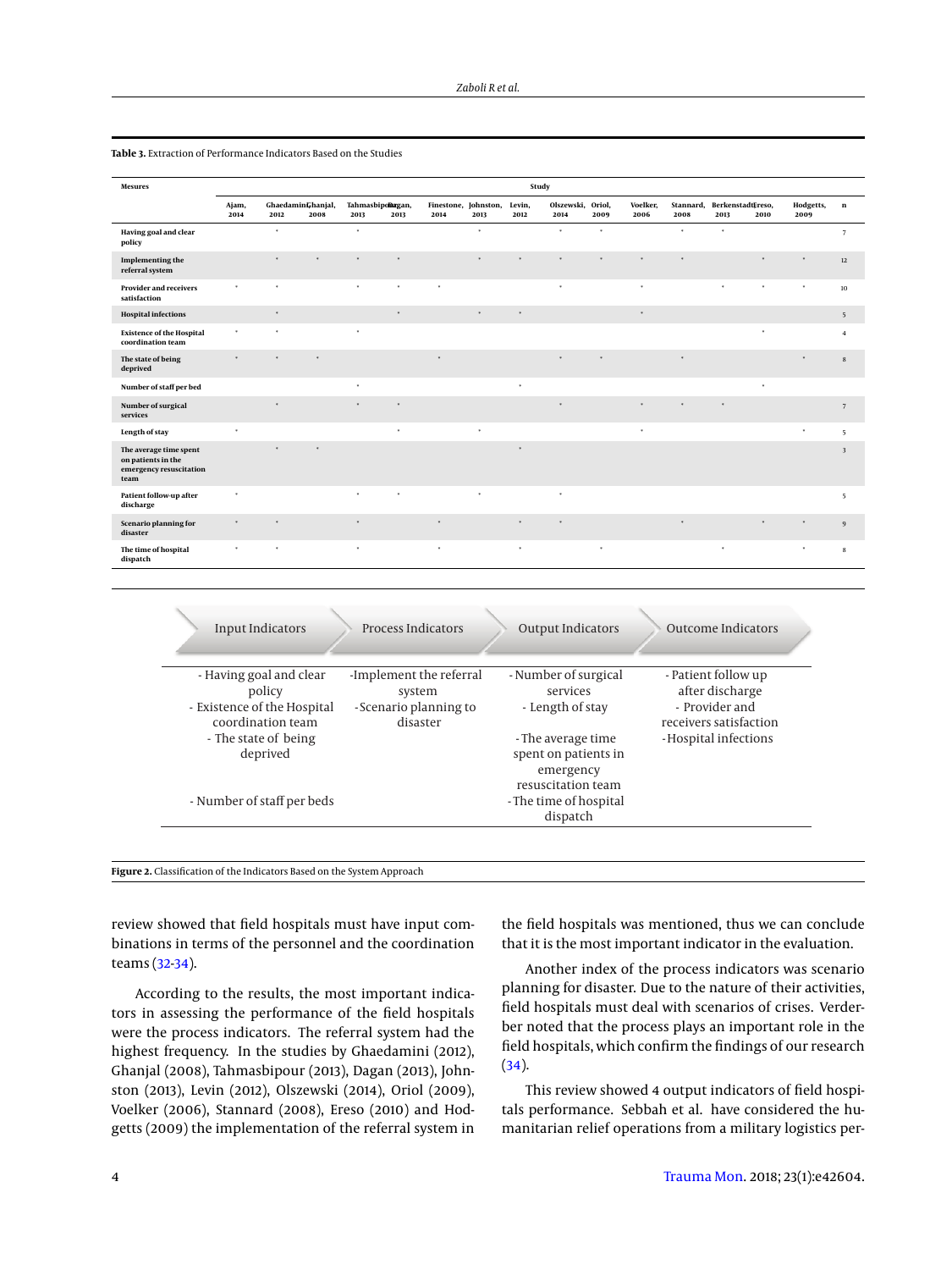**Table 3.** Extraction of Performance Indicators Based on the Studies

| Mesures | Study | | | | | | | | | | | | | | | n |
|---|---|---|---|---|---|---|---|---|---|---|---|---|---|---|---|---|
| | Ajam, 2014 | Ghaedamini, 2012 | Ghanjal, 2008 | Tahmasbipour, 2013 | Dagan, 2013 | Finestone, 2014 | Johnston, 2013 | Levin, 2012 | Olszewski, 2014 | Oriol, 2009 | Voelker, 2006 | Stannard, 2008 | Berkenstadt, 2013 | Ereso, 2010 | Hodgetts, 2009 | |
| Having goal and clear policy | | * | | * | | | * | | * | * | | * | * | | | 7 |
| Implementing the referral system | | * | * | * | * | | * | * | * | * | * | * | | * | * | 12 |
| Provider and receivers satisfaction | * | * | | * | * | * | | | * | | * | | * | * | * | 10 |
| Hospital infections | | * | | | * | | * | * | | | * | | | | | 5 |
| Existence of the Hospital coordination team | * | * | | * | | | | | | | | | | * | | 4 |
| The state of being deprived | * | * | * | | | * | | | * | * | | * | | | * | 8 |
| Number of staff per bed | | | | * | | | | * | | | | | | * | | |
| Number of surgical services | | * | | * | * | | | | * | | * | * | * | | | 7 |
| Length of stay | * | | | | * | | * | | | | * | | | | * | 5 |
| The average time spent on patients in the emergency resuscitation team | | * | * | | | | | * | | | | | | | | 3 |
| Patient follow-up after discharge | * | | | * | * | | * | | * | | | | | | | 5 |
| Scenario planning for disaster | * | * | | * | | * | | * | * | | | * | | * | * | 9 |
| The time of hospital dispatch | * | * | | * | | * | | * | | * | | | * | | * | 8 |

| Input Indicators | Process Indicators | Output Indicators | Outcome Indicators |
|---|---|---|---|
| - Having goal and clear policy<br>- Existence of the Hospital coordination team<br>- The state of being deprived<br>- Number of staff per beds | -Implement the referral system<br>-Scenario planning to disaster | - Number of surgical services<br>- Length of stay<br>- The average time spent on patients in emergency resuscitation team<br>- The time of hospital dispatch | - Patient follow up after discharge<br>- Provider and receivers satisfaction<br>-Hospital infections |

**Figure 2.** Classification of the Indicators Based on the System Approach

review showed that field hospitals must have input combinations in terms of the personnel and the coordination teams (32-34).

According to the results, the most important indicators in assessing the performance of the field hospitals were the process indicators. The referral system had the highest frequency. In the studies by Ghaedamini (2012), Ghanjal (2008), Tahmasbipour (2013), Dagan (2013), Johnston (2013), Levin (2012), Olszewski (2014), Oriol (2009), Voelker (2006), Stannard (2008), Ereso (2010) and Hodgetts (2009) the implementation of the referral system in the field hospitals was mentioned, thus we can conclude that it is the most important indicator in the evaluation.

Another index of the process indicators was scenario planning for disaster. Due to the nature of their activities, field hospitals must deal with scenarios of crises. Verderber noted that the process plays an important role in the field hospitals, which confirm the findings of our research (34).

This review showed 4 output indicators of field hospitals performance. Sebbah et al. have considered the humanitarian relief operations from a military logistics per-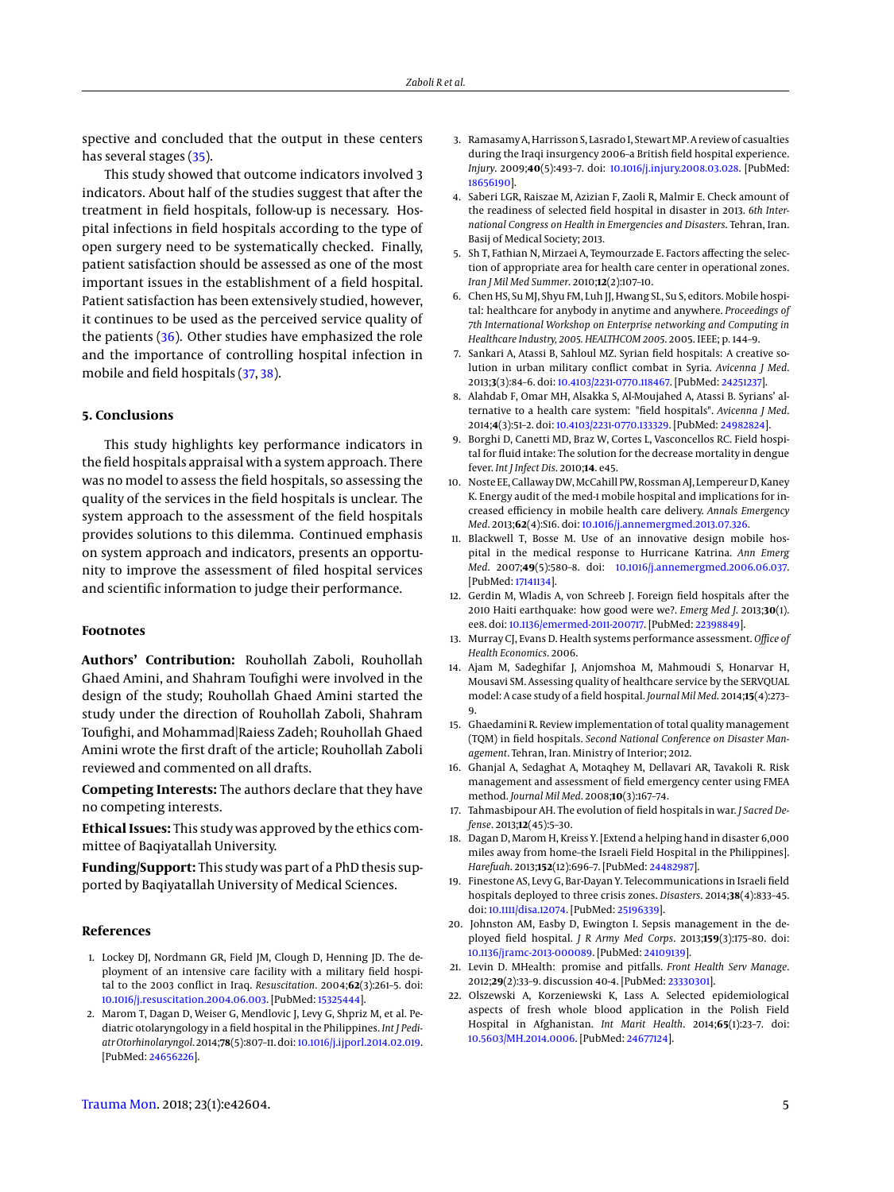spective and concluded that the output in these centers has several stages (35).

This study showed that outcome indicators involved 3 indicators. About half of the studies suggest that after the treatment in field hospitals, follow-up is necessary. Hospital infections in field hospitals according to the type of open surgery need to be systematically checked. Finally, patient satisfaction should be assessed as one of the most important issues in the establishment of a field hospital. Patient satisfaction has been extensively studied, however, it continues to be used as the perceived service quality of the patients (36). Other studies have emphasized the role and the importance of controlling hospital infection in mobile and field hospitals (37, 38).

## 5. Conclusions

This study highlights key performance indicators in the field hospitals appraisal with a system approach. There was no model to assess the field hospitals, so assessing the quality of the services in the field hospitals is unclear. The system approach to the assessment of the field hospitals provides solutions to this dilemma. Continued emphasis on system approach and indicators, presents an opportunity to improve the assessment of filed hospital services and scientific information to judge their performance.

## Footnotes

**Authors' Contribution:** Rouhollah Zaboli, Rouhollah Ghaed Amini, and Shahram Toufighi were involved in the design of the study; Rouhollah Ghaed Amini started the study under the direction of Rouhollah Zaboli, Shahram Toufighi, and Mohammad|Raiess Zadeh; Rouhollah Ghaed Amini wrote the first draft of the article; Rouhollah Zaboli reviewed and commented on all drafts.

**Competing Interests:** The authors declare that they have no competing interests.

**Ethical Issues:** This study was approved by the ethics committee of Baqiyatallah University.

**Funding/Support:** This study was part of a PhD thesis supported by Baqiyatallah University of Medical Sciences.

## References

1. Lockey DJ, Nordmann GR, Field JM, Clough D, Henning JD. The deployment of an intensive care facility with a military field hospital to the 2003 conflict in Iraq. *Resuscitation*. 2004;**62**(3):261–5. doi: 10.1016/j.resuscitation.2004.06.003. [PubMed: 15325444].
2. Marom T, Dagan D, Weiser G, Mendlovic J, Levy G, Shpriz M, et al. Pediatric otolaryngology in a field hospital in the Philippines. *Int J Pediatr Otorhinolaryngol*. 2014;**78**(5):807–11. doi: 10.1016/j.ijporl.2014.02.019. [PubMed: 24656226].
3. Ramasamy A, Harrisson S, Lasrado I, Stewart MP. A review of casualties during the Iraqi insurgency 2006–a British field hospital experience. *Injury*. 2009;**40**(5):493–7. doi: 10.1016/j.injury.2008.03.028. [PubMed: 18656190].
4. Saberi LGR, Raiszae M, Azizian F, Zaoli R, Malmir E. Check amount of the readiness of selected field hospital in disaster in 2013. *6th International Congress on Health in Emergencies and Disasters*. Tehran, Iran. Basij of Medical Society; 2013.
5. Sh T, Fathian N, Mirzaei A, Teymourzade E. Factors affecting the selection of appropriate area for health care center in operational zones. *Iran J Mil Med Summer*. 2010;**12**(2):107–10.
6. Chen HS, Su MJ, Shyu FM, Luh JJ, Hwang SL, Su S, editors. Mobile hospital: healthcare for anybody in anytime and anywhere. *Proceedings of 7th International Workshop on Enterprise networking and Computing in Healthcare Industry, 2005. HEALTHCOM 2005*. 2005. IEEE; p. 144–9.
7. Sankari A, Atassi B, Sahloul MZ. Syrian field hospitals: A creative solution in urban military conflict combat in Syria. *Avicenna J Med*. 2013;**3**(3):84–6. doi: 10.4103/2231-0770.118467. [PubMed: 24251237].
8. Alahdab F, Omar MH, Alsakka S, Al-Moujahed A, Atassi B. Syrians' alternative to a health care system: "field hospitals". *Avicenna J Med*. 2014;**4**(3):51–2. doi: 10.4103/2231-0770.133329. [PubMed: 24982824].
9. Borghi D, Canetti MD, Braz W, Cortes L, Vasconcellos RC. Field hospital for fluid intake: The solution for the decrease mortality in dengue fever. *Int J Infect Dis*. 2010;**14**. e45.
10. Noste EE, Callaway DW, McCahill PW, Rossman AJ, Lempereur D, Kaney K. Energy audit of the med-1 mobile hospital and implications for increased efficiency in mobile health care delivery. *Annals Emergency Med*. 2013;**62**(4):S16. doi: 10.1016/j.annemergmed.2013.07.326.
11. Blackwell T, Bosse M. Use of an innovative design mobile hospital in the medical response to Hurricane Katrina. *Ann Emerg Med*. 2007;**49**(5):580–8. doi: 10.1016/j.annemergmed.2006.06.037. [PubMed: 17141134].
12. Gerdin M, Wladis A, von Schreeb J. Foreign field hospitals after the 2010 Haiti earthquake: how good were we?. *Emerg Med J*. 2013;**30**(1). ee8. doi: 10.1136/emermed-2011-200717. [PubMed: 22398849].
13. Murray CJ, Evans D. Health systems performance assessment. *Office of Health Economics*. 2006.
14. Ajam M, Sadeghifar J, Anjomshoa M, Mahmoudi S, Honarvar H, Mousavi SM. Assessing quality of healthcare service by the SERVQUAL model: A case study of a field hospital. *Journal Mil Med*. 2014;**15**(4):273–9.
15. Ghaedamini R. Review implementation of total quality management (TQM) in field hospitals. *Second National Conference on Disaster Management*. Tehran, Iran. Ministry of Interior; 2012.
16. Ghanjal A, Sedaghat A, Motaqhey M, Dellavari AR, Tavakoli R. Risk management and assessment of field emergency center using FMEA method. *Journal Mil Med*. 2008;**10**(3):167–74.
17. Tahmasbipour AH. The evolution of field hospitals in war. *J Sacred Defense*. 2013;**12**(45):5–30.
18. Dagan D, Marom H, Kreiss Y. [Extend a helping hand in disaster 6,000 miles away from home–the Israeli Field Hospital in the Philippines]. *Harefuah*. 2013;**152**(12):696–7. [PubMed: 24482987].
19. Finestone AS, Levy G, Bar-Dayan Y. Telecommunications in Israeli field hospitals deployed to three crisis zones. *Disasters*. 2014;**38**(4):833–45. doi: 10.1111/disa.12074. [PubMed: 25196339].
20. Johnston AM, Easby D, Ewington I. Sepsis management in the deployed field hospital. *J R Army Med Corps*. 2013;**159**(3):175–80. doi: 10.1136/jramc-2013-000089. [PubMed: 24109139].
21. Levin D. MHealth: promise and pitfalls. *Front Health Serv Manage*. 2012;**29**(2):33–9. discussion 40-4. [PubMed: 23330301].
22. Olszewski A, Korzeniewski K, Lass A. Selected epidemiological aspects of fresh whole blood application in the Polish Field Hospital in Afghanistan. *Int Marit Health*. 2014;**65**(1):23–7. doi: 10.5603/MH.2014.0006. [PubMed: 24677124].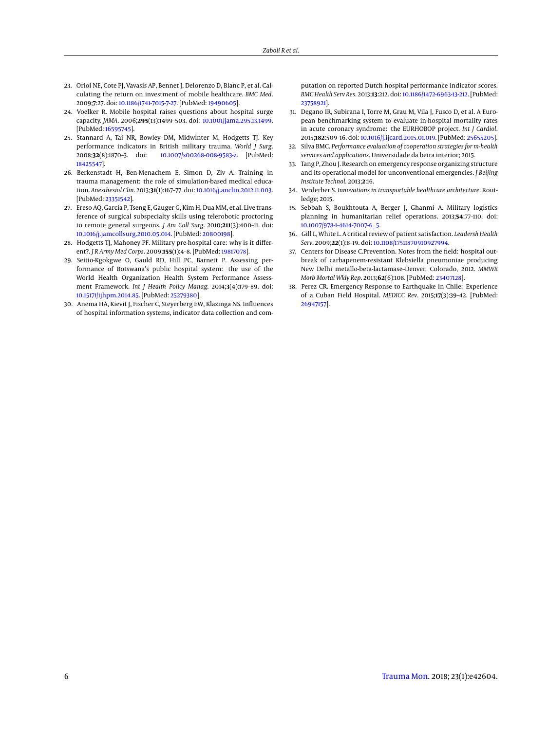23. Oriol NE, Cote PJ, Vavasis AP, Bennet J, Delorenzo D, Blanc P, et al. Calculating the return on investment of mobile healthcare. *BMC Med*. 2009;**7**:27. doi: 10.1186/1741-7015-7-27. [PubMed: 19490605].
24. Voelker R. Mobile hospital raises questions about hospital surge capacity. *JAMA*. 2006;**295**(13):1499–503. doi: 10.1001/jama.295.13.1499. [PubMed: 16595745].
25. Stannard A, Tai NR, Bowley DM, Midwinter M, Hodgetts TJ. Key performance indicators in British military trauma. *World J Surg*. 2008;**32**(8):1870–3. doi: 10.1007/s00268-008-9583-z. [PubMed: 18425547].
26. Berkenstadt H, Ben-Menachem E, Simon D, Ziv A. Training in trauma management: the role of simulation-based medical education. *Anesthesiol Clin*. 2013;**31**(1):167–77. doi: 10.1016/j.anclin.2012.11.003. [PubMed: 23351542].
27. Ereso AQ, Garcia P, Tseng E, Gauger G, Kim H, Dua MM, et al. Live transference of surgical subspecialty skills using telerobotic proctoring to remote general surgeons. *J Am Coll Surg*. 2010;**211**(3):400–11. doi: 10.1016/j.jamcollsurg.2010.05.014. [PubMed: 20800198].
28. Hodgetts TJ, Mahoney PF. Military pre-hospital care: why is it different?. *J R Army Med Corps*. 2009;**155**(1):4–8. [PubMed: 19817078].
29. Seitio-Kgokgwe O, Gauld RD, Hill PC, Barnett P. Assessing performance of Botswana's public hospital system: the use of the World Health Organization Health System Performance Assessment Framework. *Int J Health Policy Manag*. 2014;**3**(4):179–89. doi: 10.15171/ijhpm.2014.85. [PubMed: 25279380].
30. Anema HA, Kievit J, Fischer C, Steyerberg EW, Klazinga NS. Influences of hospital information systems, indicator data collection and computation on reported Dutch hospital performance indicator scores. *BMC Health Serv Res*. 2013;**13**:212. doi: 10.1186/1472-6963-13-212. [PubMed: 23758921].
31. Degano IR, Subirana I, Torre M, Grau M, Vila J, Fusco D, et al. A European benchmarking system to evaluate in-hospital mortality rates in acute coronary syndrome: the EURHOBOP project. *Int J Cardiol*. 2015;**182**:509–16. doi: 10.1016/j.ijcard.2015.01.019. [PubMed: 25655205].
32. Silva BMC. *Performance evaluation of cooperation strategies for m-health services and applications*. Universidade da beira interior; 2015.
33. Tang P, Zhou J. Research on emergency response organizing structure and its operational model for unconventional emergencies. *J Beijing Institute Technol*. 2013;**2**:16.
34. Verderber S. *Innovations in transportable healthcare architecture*. Routledge; 2015.
35. Sebbah S, Boukhtouta A, Berger J, Ghanmi A. Military logistics planning in humanitarian relief operations. 2013;**54**:77–110. doi: 10.1007/978-1-4614-7007-6_5.
36. Gill L, White L. A critical review of patient satisfaction. *Leadersh Health Serv*. 2009;**22**(1):8–19. doi: 10.1108/17511870910927994.
37. Centers for Disease C.Prevention. Notes from the field: hospital outbreak of carbapenem-resistant Klebsiella pneumoniae producing New Delhi metallo-beta-lactamase–Denver, Colorado, 2012. *MMWR Morb Mortal Wkly Rep*. 2013;**62**(6):108. [PubMed: 23407128].
38. Perez CR. Emergency Response to Earthquake in Chile: Experience of a Cuban Field Hospital. *MEDICC Rev*. 2015;**17**(3):39–42. [PubMed: 26947157].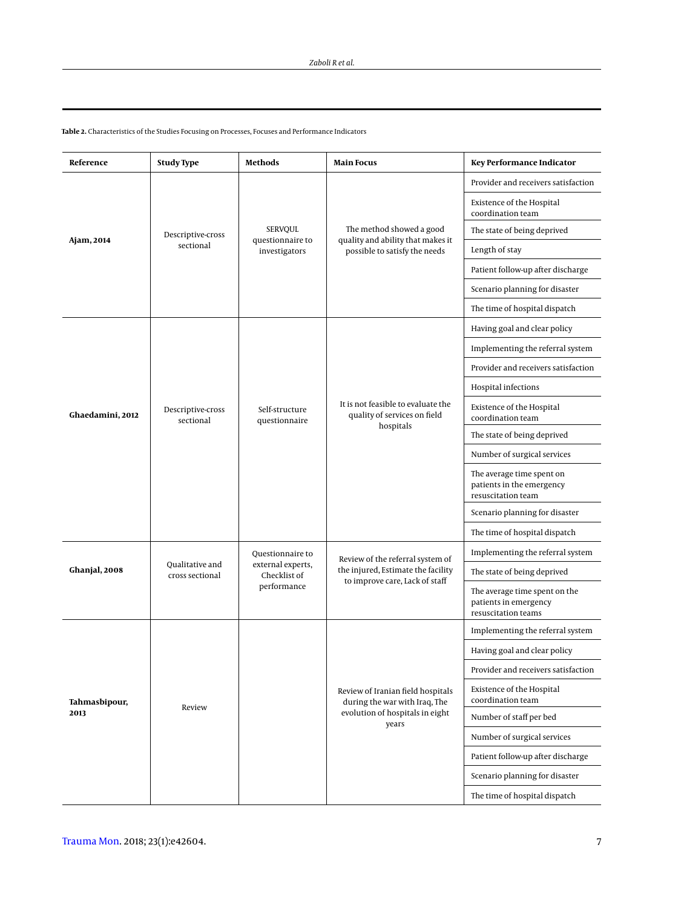**Table 2.** Characteristics of the Studies Focusing on Processes, Focuses and Performance Indicators

| Reference | Study Type | Methods | Main Focus | Key Performance Indicator |
|---|---|---|---|---|
| **Ajam, 2014** | Descriptive-cross sectional | SERVQUL questionnaire to investigators | The method showed a good quality and ability that makes it possible to satisfy the needs | Provider and receivers satisfaction |
| | | | | Existence of the Hospital coordination team |
| | | | | The state of being deprived |
| | | | | Length of stay |
| | | | | Patient follow-up after discharge |
| | | | | Scenario planning for disaster |
| | | | | The time of hospital dispatch |
| **Ghaedamini, 2012** | Descriptive-cross sectional | Self-structure questionnaire | It is not feasible to evaluate the quality of services on field hospitals | Having goal and clear policy |
| | | | | Implementing the referral system |
| | | | | Provider and receivers satisfaction |
| | | | | Hospital infections |
| | | | | Existence of the Hospital coordination team |
| | | | | The state of being deprived |
| | | | | Number of surgical services |
| | | | | The average time spent on patients in the emergency resuscitation team |
| | | | | Scenario planning for disaster |
| | | | | The time of hospital dispatch |
| **Ghanjal, 2008** | Qualitative and cross sectional | Questionnaire to external experts, Checklist of performance | Review of the referral system of the injured, Estimate the facility to improve care, Lack of staff | Implementing the referral system |
| | | | | The state of being deprived |
| | | | | The average time spent on the patients in emergency resuscitation teams |
| **Tahmasbipour, 2013** | Review | | Review of Iranian field hospitals during the war with Iraq, The evolution of hospitals in eight years | Implementing the referral system |
| | | | | Having goal and clear policy |
| | | | | Provider and receivers satisfaction |
| | | | | Existence of the Hospital coordination team |
| | | | | Number of staff per bed |
| | | | | Number of surgical services |
| | | | | Patient follow-up after discharge |
| | | | | Scenario planning for disaster |
| | | | | The time of hospital dispatch |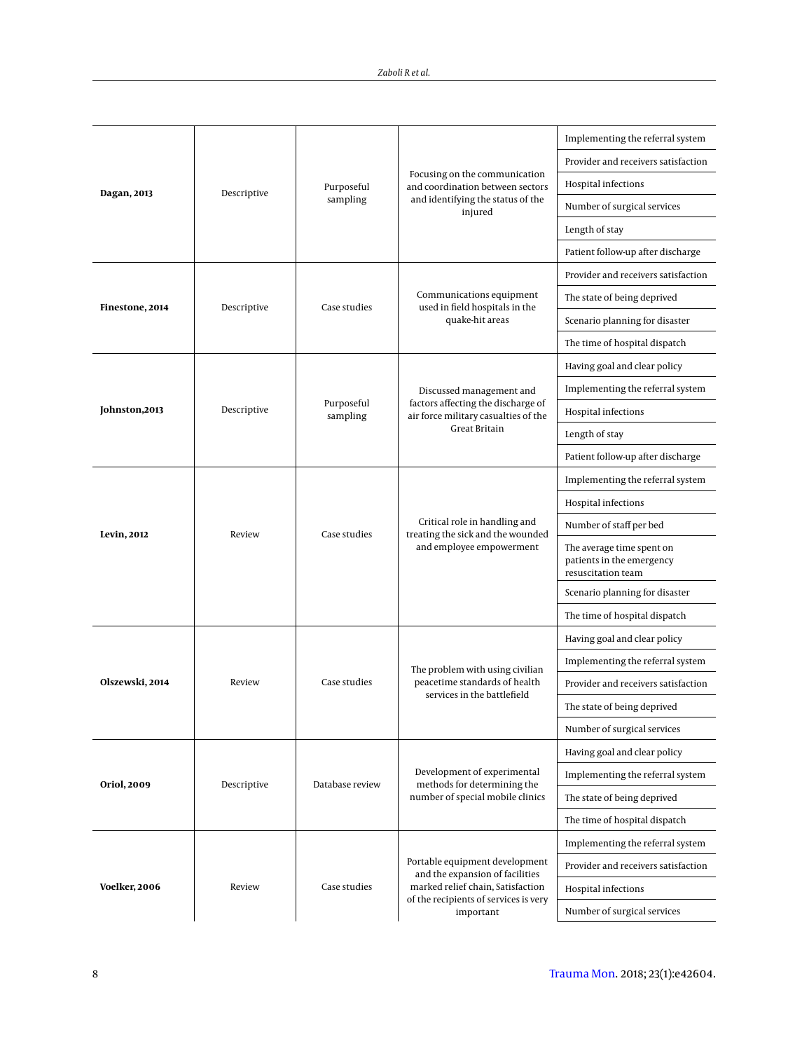| | | | | |
|---|---|---|---|---|
| **Dagan, 2013** | Descriptive | Purposeful sampling | Focusing on the communication and coordination between sectors and identifying the status of the injured | Implementing the referral system |
| | | | | Provider and receivers satisfaction |
| | | | | Hospital infections |
| | | | | Number of surgical services |
| | | | | Length of stay |
| | | | | Patient follow-up after discharge |
| **Finestone, 2014** | Descriptive | Case studies | Communications equipment used in field hospitals in the quake-hit areas | Provider and receivers satisfaction |
| | | | | The state of being deprived |
| | | | | Scenario planning for disaster |
| | | | | The time of hospital dispatch |
| **Johnston,2013** | Descriptive | Purposeful sampling | Discussed management and factors affecting the discharge of air force military casualties of the Great Britain | Having goal and clear policy |
| | | | | Implementing the referral system |
| | | | | Hospital infections |
| | | | | Length of stay |
| | | | | Patient follow-up after discharge |
| **Levin, 2012** | Review | Case studies | Critical role in handling and treating the sick and the wounded and employee empowerment | Implementing the referral system |
| | | | | Hospital infections |
| | | | | Number of staff per bed |
| | | | | The average time spent on patients in the emergency resuscitation team |
| | | | | Scenario planning for disaster |
| | | | | The time of hospital dispatch |
| **Olszewski, 2014** | Review | Case studies | The problem with using civilian peacetime standards of health services in the battlefield | Having goal and clear policy |
| | | | | Implementing the referral system |
| | | | | Provider and receivers satisfaction |
| | | | | The state of being deprived |
| | | | | Number of surgical services |
| **Oriol, 2009** | Descriptive | Database review | Development of experimental methods for determining the number of special mobile clinics | Having goal and clear policy |
| | | | | Implementing the referral system |
| | | | | The state of being deprived |
| | | | | The time of hospital dispatch |
| **Voelker, 2006** | Review | Case studies | Portable equipment development and the expansion of facilities marked relief chain, Satisfaction of the recipients of services is very important | Implementing the referral system |
| | | | | Provider and receivers satisfaction |
| | | | | Hospital infections |
| | | | | Number of surgical services |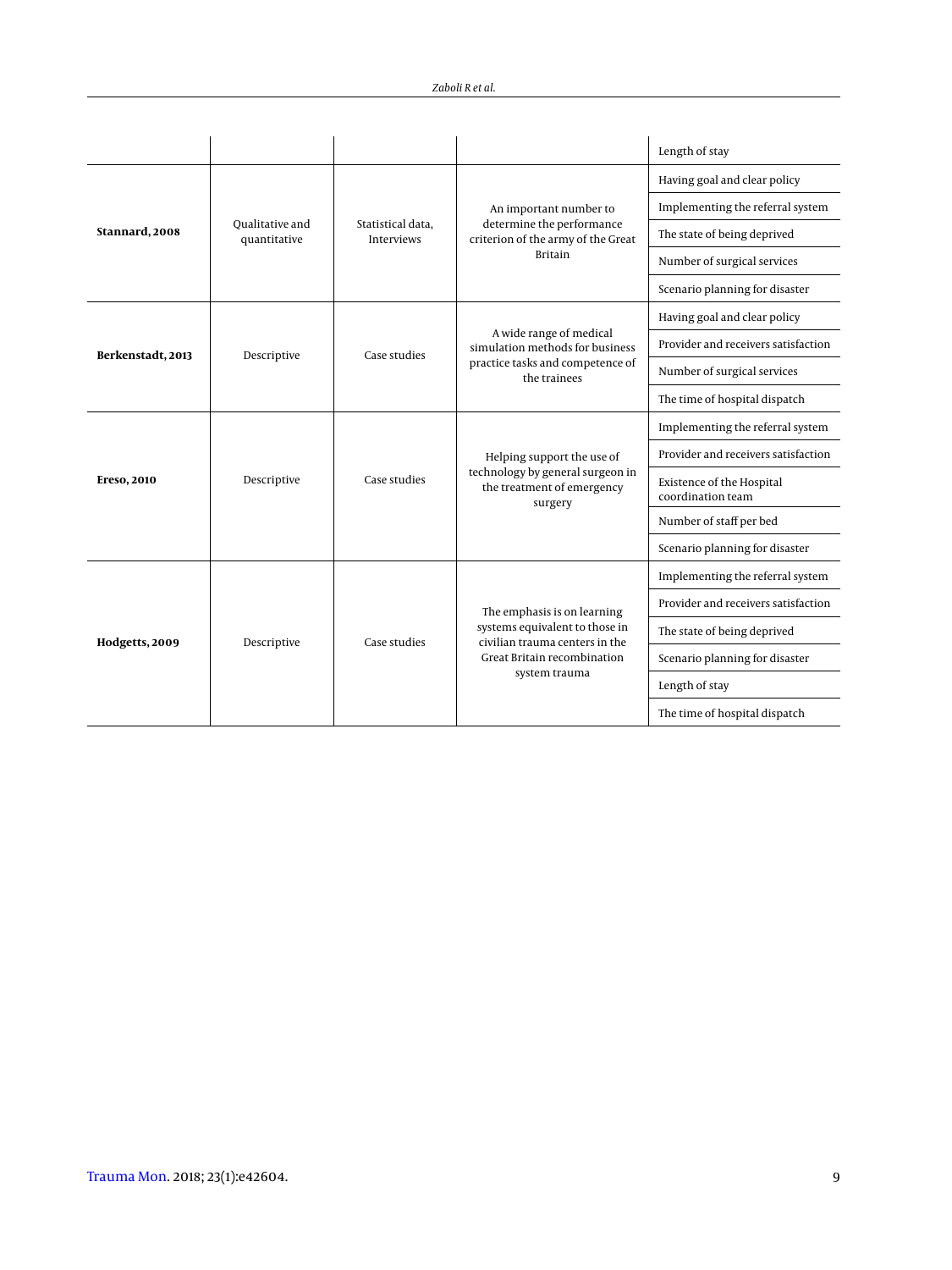| | | | | |
|---|---|---|---|---|
| | | | | Length of stay |
| **Stannard, 2008** | Qualitative and quantitative | Statistical data, Interviews | An important number to determine the performance criterion of the army of the Great Britain | Having goal and clear policy |
| | | | | Implementing the referral system |
| | | | | The state of being deprived |
| | | | | Number of surgical services |
| | | | | Scenario planning for disaster |
| **Berkenstadt, 2013** | Descriptive | Case studies | A wide range of medical simulation methods for business practice tasks and competence of the trainees | Having goal and clear policy |
| | | | | Provider and receivers satisfaction |
| | | | | Number of surgical services |
| | | | | The time of hospital dispatch |
| **Ereso, 2010** | Descriptive | Case studies | Helping support the use of technology by general surgeon in the treatment of emergency surgery | Implementing the referral system |
| | | | | Provider and receivers satisfaction |
| | | | | Existence of the Hospital coordination team |
| | | | | Number of staff per bed |
| | | | | Scenario planning for disaster |
| **Hodgetts, 2009** | Descriptive | Case studies | The emphasis is on learning systems equivalent to those in civilian trauma centers in the Great Britain recombination system trauma | Implementing the referral system |
| | | | | Provider and receivers satisfaction |
| | | | | The state of being deprived |
| | | | | Scenario planning for disaster |
| | | | | Length of stay |
| | | | | The time of hospital dispatch |